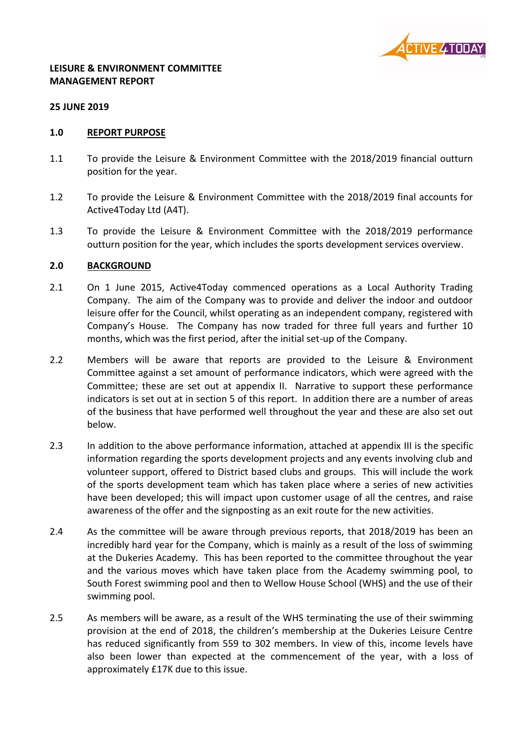**LEISURE & ENVIRONMENT COMMITTEE**
**MANAGEMENT REPORT**

**25 JUNE 2019**

## 1.0 REPORT PURPOSE

1.1 To provide the Leisure & Environment Committee with the 2018/2019 financial outturn position for the year.

1.2 To provide the Leisure & Environment Committee with the 2018/2019 final accounts for Active4Today Ltd (A4T).

1.3 To provide the Leisure & Environment Committee with the 2018/2019 performance outturn position for the year, which includes the sports development services overview.

## 2.0 BACKGROUND

2.1 On 1 June 2015, Active4Today commenced operations as a Local Authority Trading Company. The aim of the Company was to provide and deliver the indoor and outdoor leisure offer for the Council, whilst operating as an independent company, registered with Company's House. The Company has now traded for three full years and further 10 months, which was the first period, after the initial set-up of the Company.

2.2 Members will be aware that reports are provided to the Leisure & Environment Committee against a set amount of performance indicators, which were agreed with the Committee; these are set out at appendix II. Narrative to support these performance indicators is set out at in section 5 of this report. In addition there are a number of areas of the business that have performed well throughout the year and these are also set out below.

2.3 In addition to the above performance information, attached at appendix III is the specific information regarding the sports development projects and any events involving club and volunteer support, offered to District based clubs and groups. This will include the work of the sports development team which has taken place where a series of new activities have been developed; this will impact upon customer usage of all the centres, and raise awareness of the offer and the signposting as an exit route for the new activities.

2.4 As the committee will be aware through previous reports, that 2018/2019 has been an incredibly hard year for the Company, which is mainly as a result of the loss of swimming at the Dukeries Academy. This has been reported to the committee throughout the year and the various moves which have taken place from the Academy swimming pool, to South Forest swimming pool and then to Wellow House School (WHS) and the use of their swimming pool.

2.5 As members will be aware, as a result of the WHS terminating the use of their swimming provision at the end of 2018, the children's membership at the Dukeries Leisure Centre has reduced significantly from 559 to 302 members. In view of this, income levels have also been lower than expected at the commencement of the year, with a loss of approximately £17K due to this issue.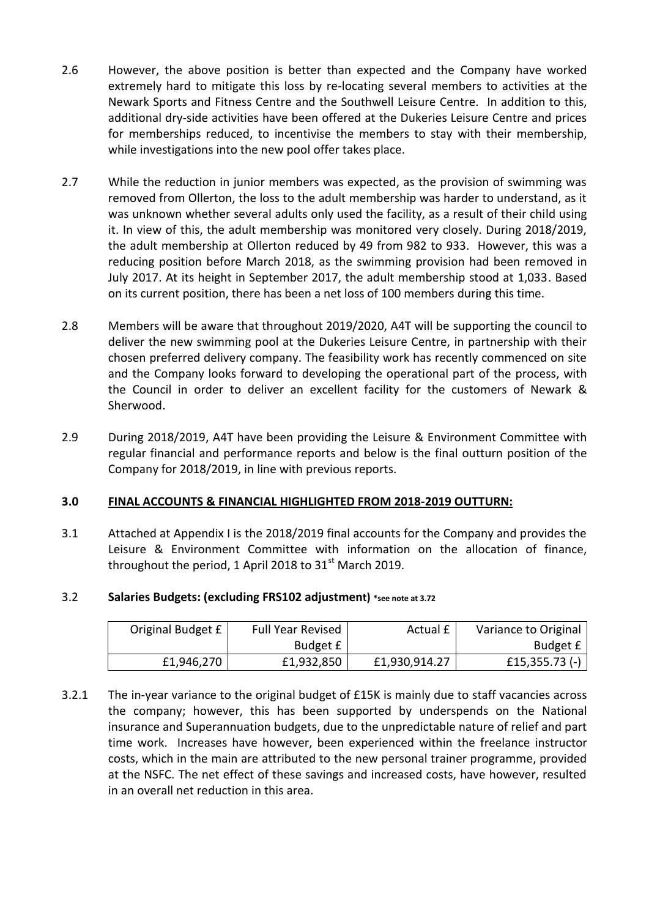2.6 However, the above position is better than expected and the Company have worked extremely hard to mitigate this loss by re-locating several members to activities at the Newark Sports and Fitness Centre and the Southwell Leisure Centre. In addition to this, additional dry-side activities have been offered at the Dukeries Leisure Centre and prices for memberships reduced, to incentivise the members to stay with their membership, while investigations into the new pool offer takes place.

2.7 While the reduction in junior members was expected, as the provision of swimming was removed from Ollerton, the loss to the adult membership was harder to understand, as it was unknown whether several adults only used the facility, as a result of their child using it. In view of this, the adult membership was monitored very closely. During 2018/2019, the adult membership at Ollerton reduced by 49 from 982 to 933. However, this was a reducing position before March 2018, as the swimming provision had been removed in July 2017. At its height in September 2017, the adult membership stood at 1,033. Based on its current position, there has been a net loss of 100 members during this time.

2.8 Members will be aware that throughout 2019/2020, A4T will be supporting the council to deliver the new swimming pool at the Dukeries Leisure Centre, in partnership with their chosen preferred delivery company. The feasibility work has recently commenced on site and the Company looks forward to developing the operational part of the process, with the Council in order to deliver an excellent facility for the customers of Newark & Sherwood.

2.9 During 2018/2019, A4T have been providing the Leisure & Environment Committee with regular financial and performance reports and below is the final outturn position of the Company for 2018/2019, in line with previous reports.

## 3.0 FINAL ACCOUNTS & FINANCIAL HIGHLIGHTED FROM 2018-2019 OUTTURN:

3.1 Attached at Appendix I is the 2018/2019 final accounts for the Company and provides the Leisure & Environment Committee with information on the allocation of finance, throughout the period, 1 April 2018 to 31st March 2019.

3.2 **Salaries Budgets: (excluding FRS102 adjustment)** **\*see note at 3.72**

| Original Budget £ | Full Year Revised Budget £ | Actual £ | Variance to Original Budget £ |
|---|---|---|---|
| £1,946,270 | £1,932,850 | £1,930,914.27 | £15,355.73 (-) |

3.2.1 The in-year variance to the original budget of £15K is mainly due to staff vacancies across the company; however, this has been supported by underspends on the National insurance and Superannuation budgets, due to the unpredictable nature of relief and part time work. Increases have however, been experienced within the freelance instructor costs, which in the main are attributed to the new personal trainer programme, provided at the NSFC. The net effect of these savings and increased costs, have however, resulted in an overall net reduction in this area.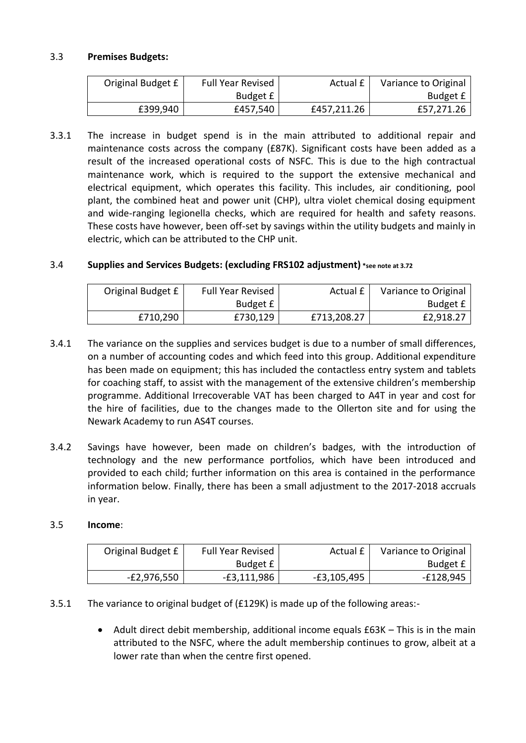### 3.3 **Premises Budgets:**

| Original Budget £ | Full Year Revised Budget £ | Actual £ | Variance to Original Budget £ |
|---|---|---|---|
| £399,940 | £457,540 | £457,211.26 | £57,271.26 |

3.3.1 The increase in budget spend is in the main attributed to additional repair and maintenance costs across the company (£87K). Significant costs have been added as a result of the increased operational costs of NSFC. This is due to the high contractual maintenance work, which is required to the support the extensive mechanical and electrical equipment, which operates this facility. This includes, air conditioning, pool plant, the combined heat and power unit (CHP), ultra violet chemical dosing equipment and wide-ranging legionella checks, which are required for health and safety reasons. These costs have however, been off-set by savings within the utility budgets and mainly in electric, which can be attributed to the CHP unit.

### 3.4 **Supplies and Services Budgets: (excluding FRS102 adjustment)** *see note at 3.72

| Original Budget £ | Full Year Revised Budget £ | Actual £ | Variance to Original Budget £ |
|---|---|---|---|
| £710,290 | £730,129 | £713,208.27 | £2,918.27 |

3.4.1 The variance on the supplies and services budget is due to a number of small differences, on a number of accounting codes and which feed into this group. Additional expenditure has been made on equipment; this has included the contactless entry system and tablets for coaching staff, to assist with the management of the extensive children's membership programme. Additional Irrecoverable VAT has been charged to A4T in year and cost for the hire of facilities, due to the changes made to the Ollerton site and for using the Newark Academy to run AS4T courses.

3.4.2 Savings have however, been made on children's badges, with the introduction of technology and the new performance portfolios, which have been introduced and provided to each child; further information on this area is contained in the performance information below. Finally, there has been a small adjustment to the 2017-2018 accruals in year.

### 3.5 **Income**:

| Original Budget £ | Full Year Revised Budget £ | Actual £ | Variance to Original Budget £ |
|---|---|---|---|
| -£2,976,550 | -£3,111,986 | -£3,105,495 | -£128,945 |

3.5.1 The variance to original budget of (£129K) is made up of the following areas:-

- Adult direct debit membership, additional income equals £63K – This is in the main attributed to the NSFC, where the adult membership continues to grow, albeit at a lower rate than when the centre first opened.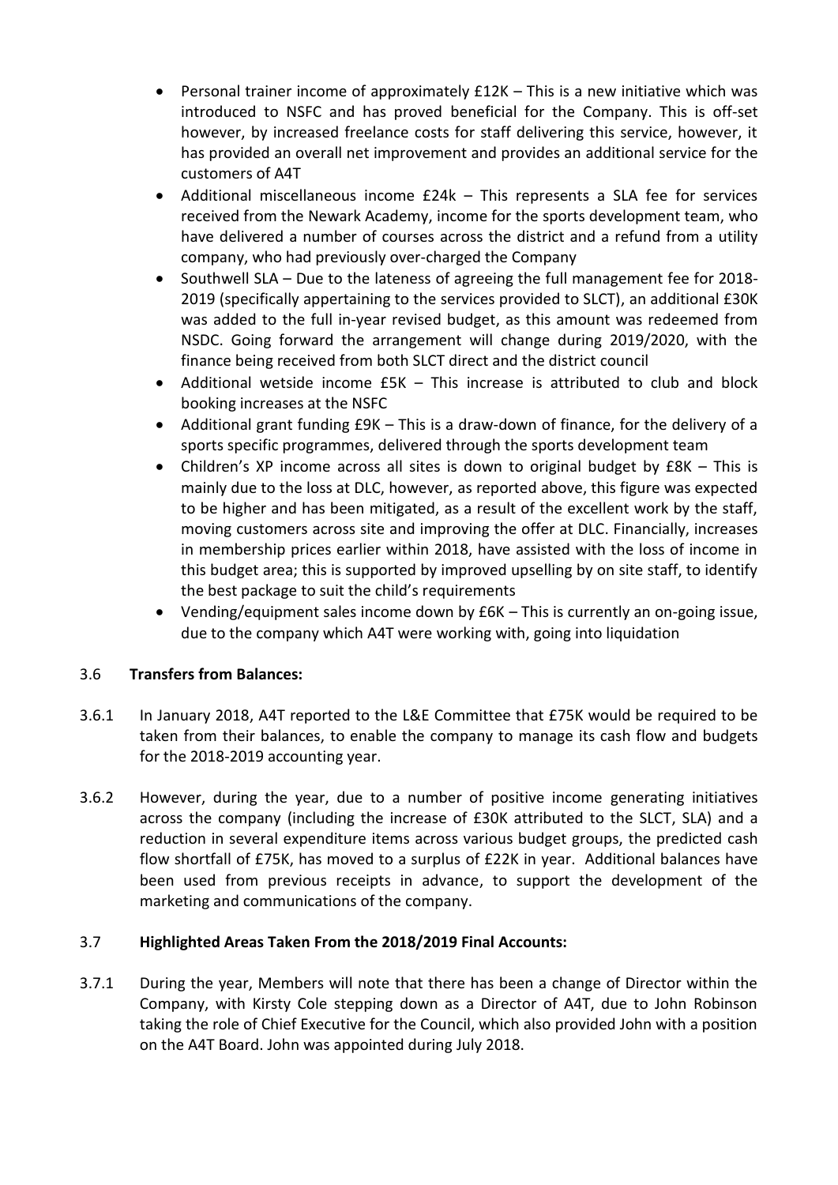- Personal trainer income of approximately £12K – This is a new initiative which was introduced to NSFC and has proved beneficial for the Company. This is off-set however, by increased freelance costs for staff delivering this service, however, it has provided an overall net improvement and provides an additional service for the customers of A4T
- Additional miscellaneous income £24k – This represents a SLA fee for services received from the Newark Academy, income for the sports development team, who have delivered a number of courses across the district and a refund from a utility company, who had previously over-charged the Company
- Southwell SLA – Due to the lateness of agreeing the full management fee for 2018-2019 (specifically appertaining to the services provided to SLCT), an additional £30K was added to the full in-year revised budget, as this amount was redeemed from NSDC. Going forward the arrangement will change during 2019/2020, with the finance being received from both SLCT direct and the district council
- Additional wetside income £5K – This increase is attributed to club and block booking increases at the NSFC
- Additional grant funding £9K – This is a draw-down of finance, for the delivery of a sports specific programmes, delivered through the sports development team
- Children's XP income across all sites is down to original budget by £8K – This is mainly due to the loss at DLC, however, as reported above, this figure was expected to be higher and has been mitigated, as a result of the excellent work by the staff, moving customers across site and improving the offer at DLC. Financially, increases in membership prices earlier within 2018, have assisted with the loss of income in this budget area; this is supported by improved upselling by on site staff, to identify the best package to suit the child's requirements
- Vending/equipment sales income down by £6K – This is currently an on-going issue, due to the company which A4T were working with, going into liquidation

### 3.6 Transfers from Balances:

3.6.1 In January 2018, A4T reported to the L&E Committee that £75K would be required to be taken from their balances, to enable the company to manage its cash flow and budgets for the 2018-2019 accounting year.

3.6.2 However, during the year, due to a number of positive income generating initiatives across the company (including the increase of £30K attributed to the SLCT, SLA) and a reduction in several expenditure items across various budget groups, the predicted cash flow shortfall of £75K, has moved to a surplus of £22K in year. Additional balances have been used from previous receipts in advance, to support the development of the marketing and communications of the company.

### 3.7 Highlighted Areas Taken From the 2018/2019 Final Accounts:

3.7.1 During the year, Members will note that there has been a change of Director within the Company, with Kirsty Cole stepping down as a Director of A4T, due to John Robinson taking the role of Chief Executive for the Council, which also provided John with a position on the A4T Board. John was appointed during July 2018.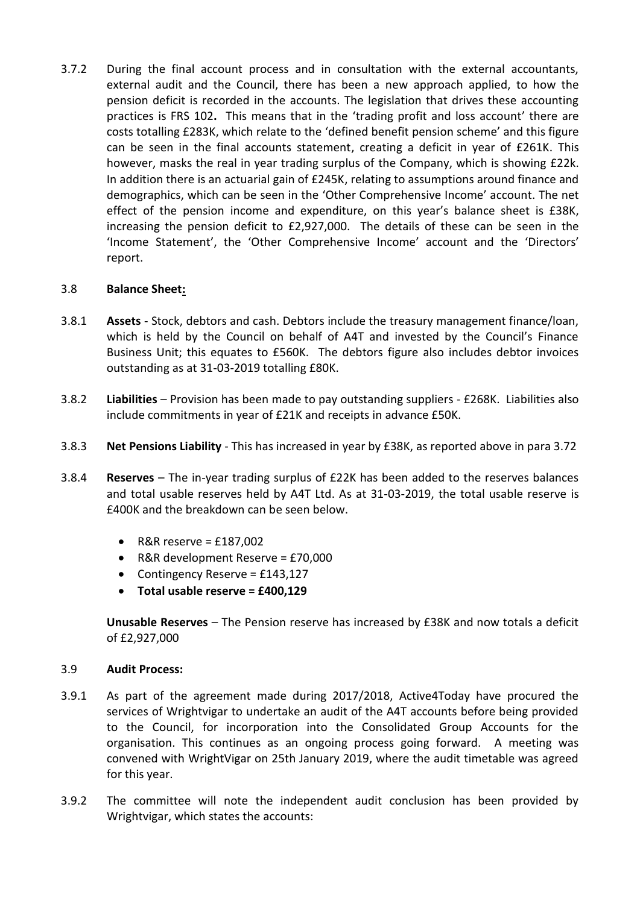3.7.2 During the final account process and in consultation with the external accountants, external audit and the Council, there has been a new approach applied, to how the pension deficit is recorded in the accounts. The legislation that drives these accounting practices is FRS 102**.** This means that in the 'trading profit and loss account' there are costs totalling £283K, which relate to the 'defined benefit pension scheme' and this figure can be seen in the final accounts statement, creating a deficit in year of £261K. This however, masks the real in year trading surplus of the Company, which is showing £22k. In addition there is an actuarial gain of £245K, relating to assumptions around finance and demographics, which can be seen in the 'Other Comprehensive Income' account. The net effect of the pension income and expenditure, on this year's balance sheet is £38K, increasing the pension deficit to £2,927,000. The details of these can be seen in the 'Income Statement', the 'Other Comprehensive Income' account and the 'Directors' report.

3.8 **Balance Sheet:**

3.8.1 **Assets** - Stock, debtors and cash. Debtors include the treasury management finance/loan, which is held by the Council on behalf of A4T and invested by the Council's Finance Business Unit; this equates to £560K. The debtors figure also includes debtor invoices outstanding as at 31-03-2019 totalling £80K.

3.8.2 **Liabilities** – Provision has been made to pay outstanding suppliers - £268K. Liabilities also include commitments in year of £21K and receipts in advance £50K.

3.8.3 **Net Pensions Liability** - This has increased in year by £38K, as reported above in para 3.72

3.8.4 **Reserves** – The in-year trading surplus of £22K has been added to the reserves balances and total usable reserves held by A4T Ltd. As at 31-03-2019, the total usable reserve is £400K and the breakdown can be seen below.

- R&R reserve = £187,002
- R&R development Reserve = £70,000
- Contingency Reserve = £143,127
- **Total usable reserve = £400,129**

**Unusable Reserves** – The Pension reserve has increased by £38K and now totals a deficit of £2,927,000

3.9 **Audit Process:**

3.9.1 As part of the agreement made during 2017/2018, Active4Today have procured the services of Wrightvigar to undertake an audit of the A4T accounts before being provided to the Council, for incorporation into the Consolidated Group Accounts for the organisation. This continues as an ongoing process going forward. A meeting was convened with WrightVigar on 25th January 2019, where the audit timetable was agreed for this year.

3.9.2 The committee will note the independent audit conclusion has been provided by Wrightvigar, which states the accounts: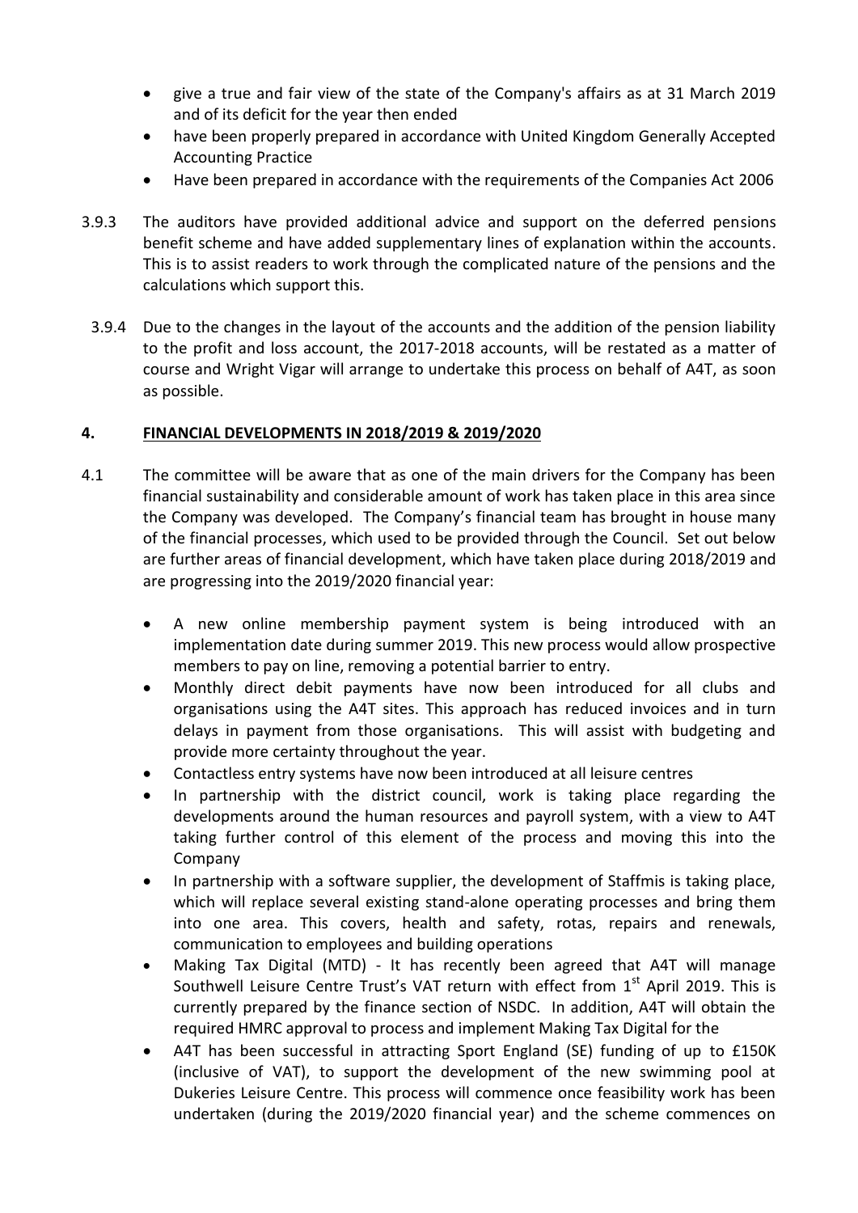- give a true and fair view of the state of the Company's affairs as at 31 March 2019 and of its deficit for the year then ended
- have been properly prepared in accordance with United Kingdom Generally Accepted Accounting Practice
- Have been prepared in accordance with the requirements of the Companies Act 2006

3.9.3 The auditors have provided additional advice and support on the deferred pensions benefit scheme and have added supplementary lines of explanation within the accounts. This is to assist readers to work through the complicated nature of the pensions and the calculations which support this.

3.9.4 Due to the changes in the layout of the accounts and the addition of the pension liability to the profit and loss account, the 2017-2018 accounts, will be restated as a matter of course and Wright Vigar will arrange to undertake this process on behalf of A4T, as soon as possible.

## 4. FINANCIAL DEVELOPMENTS IN 2018/2019 & 2019/2020

4.1 The committee will be aware that as one of the main drivers for the Company has been financial sustainability and considerable amount of work has taken place in this area since the Company was developed. The Company's financial team has brought in house many of the financial processes, which used to be provided through the Council. Set out below are further areas of financial development, which have taken place during 2018/2019 and are progressing into the 2019/2020 financial year:

- A new online membership payment system is being introduced with an implementation date during summer 2019. This new process would allow prospective members to pay on line, removing a potential barrier to entry.
- Monthly direct debit payments have now been introduced for all clubs and organisations using the A4T sites. This approach has reduced invoices and in turn delays in payment from those organisations. This will assist with budgeting and provide more certainty throughout the year.
- Contactless entry systems have now been introduced at all leisure centres
- In partnership with the district council, work is taking place regarding the developments around the human resources and payroll system, with a view to A4T taking further control of this element of the process and moving this into the Company
- In partnership with a software supplier, the development of Staffmis is taking place, which will replace several existing stand-alone operating processes and bring them into one area. This covers, health and safety, rotas, repairs and renewals, communication to employees and building operations
- Making Tax Digital (MTD) - It has recently been agreed that A4T will manage Southwell Leisure Centre Trust's VAT return with effect from 1st April 2019. This is currently prepared by the finance section of NSDC. In addition, A4T will obtain the required HMRC approval to process and implement Making Tax Digital for the
- A4T has been successful in attracting Sport England (SE) funding of up to £150K (inclusive of VAT), to support the development of the new swimming pool at Dukeries Leisure Centre. This process will commence once feasibility work has been undertaken (during the 2019/2020 financial year) and the scheme commences on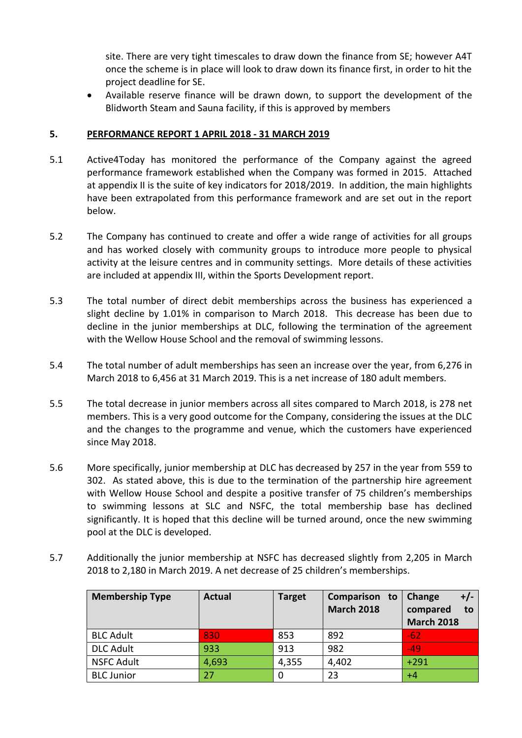site. There are very tight timescales to draw down the finance from SE; however A4T once the scheme is in place will look to draw down its finance first, in order to hit the project deadline for SE.

- Available reserve finance will be drawn down, to support the development of the Blidworth Steam and Sauna facility, if this is approved by members

## 5. PERFORMANCE REPORT 1 APRIL 2018 - 31 MARCH 2019

5.1 Active4Today has monitored the performance of the Company against the agreed performance framework established when the Company was formed in 2015. Attached at appendix II is the suite of key indicators for 2018/2019. In addition, the main highlights have been extrapolated from this performance framework and are set out in the report below.

5.2 The Company has continued to create and offer a wide range of activities for all groups and has worked closely with community groups to introduce more people to physical activity at the leisure centres and in community settings. More details of these activities are included at appendix III, within the Sports Development report.

5.3 The total number of direct debit memberships across the business has experienced a slight decline by 1.01% in comparison to March 2018. This decrease has been due to decline in the junior memberships at DLC, following the termination of the agreement with the Wellow House School and the removal of swimming lessons.

5.4 The total number of adult memberships has seen an increase over the year, from 6,276 in March 2018 to 6,456 at 31 March 2019. This is a net increase of 180 adult members.

5.5 The total decrease in junior members across all sites compared to March 2018, is 278 net members. This is a very good outcome for the Company, considering the issues at the DLC and the changes to the programme and venue, which the customers have experienced since May 2018.

5.6 More specifically, junior membership at DLC has decreased by 257 in the year from 559 to 302. As stated above, this is due to the termination of the partnership hire agreement with Wellow House School and despite a positive transfer of 75 children's memberships to swimming lessons at SLC and NSFC, the total membership base has declined significantly. It is hoped that this decline will be turned around, once the new swimming pool at the DLC is developed.

5.7 Additionally the junior membership at NSFC has decreased slightly from 2,205 in March 2018 to 2,180 in March 2019. A net decrease of 25 children's memberships.

| Membership Type | Actual | Target | Comparison to March 2018 | Change +/- compared to March 2018 |
|---|---|---|---|---|
| BLC Adult | 830 | 853 | 892 | -62 |
| DLC Adult | 933 | 913 | 982 | -49 |
| NSFC Adult | 4,693 | 4,355 | 4,402 | +291 |
| BLC Junior | 27 | 0 | 23 | +4 |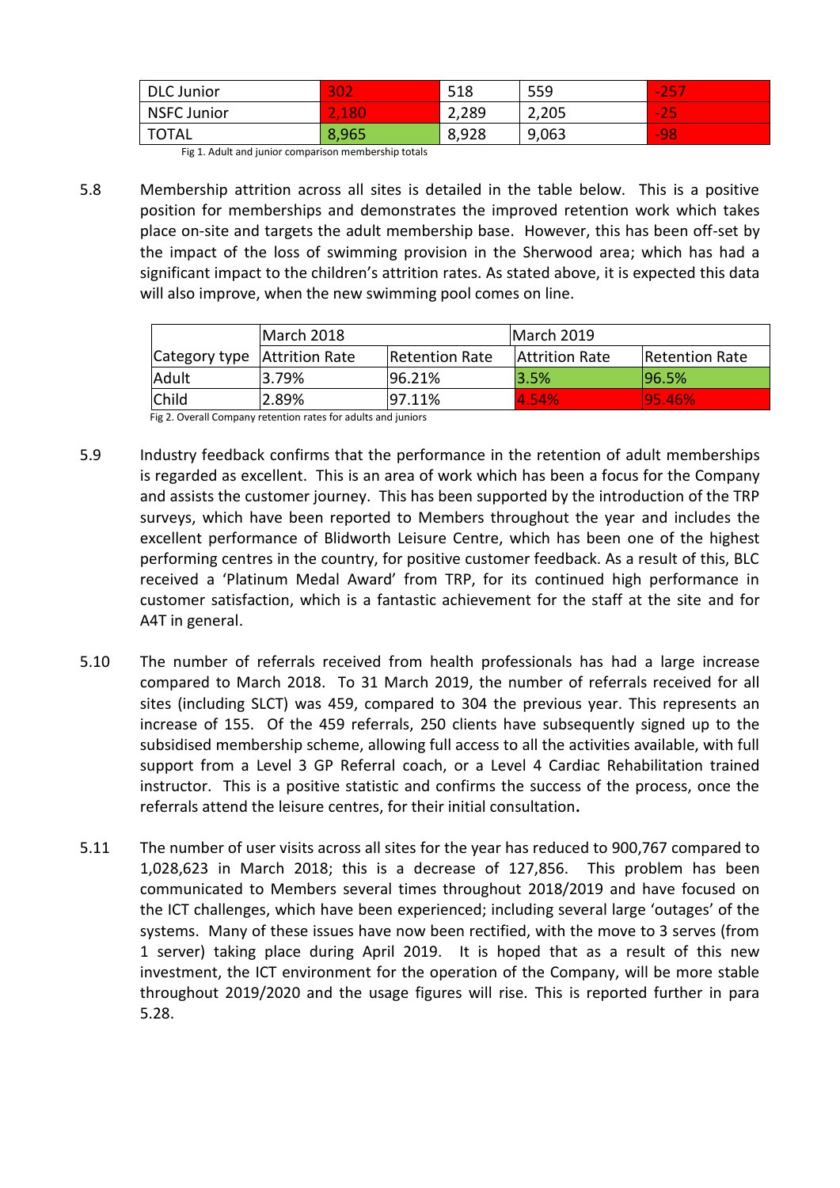| DLC Junior | 302 | 518 | 559 | -257 |
|---|---|---|---|---|
| NSFC Junior | 2,180 | 2,289 | 2,205 | -25 |
| TOTAL | 8,965 | 8,928 | 9,063 | -98 |

Fig 1. Adult and junior comparison membership totals

5.8 Membership attrition across all sites is detailed in the table below. This is a positive position for memberships and demonstrates the improved retention work which takes place on-site and targets the adult membership base. However, this has been off-set by the impact of the loss of swimming provision in the Sherwood area; which has had a significant impact to the children's attrition rates. As stated above, it is expected this data will also improve, when the new swimming pool comes on line.

| | March 2018 | | March 2019 | |
|---|---|---|---|---|
| Category type | Attrition Rate | Retention Rate | Attrition Rate | Retention Rate |
| Adult | 3.79% | 96.21% | 3.5% | 96.5% |
| Child | 2.89% | 97.11% | 4.54% | 95.46% |

Fig 2. Overall Company retention rates for adults and juniors

5.9 Industry feedback confirms that the performance in the retention of adult memberships is regarded as excellent. This is an area of work which has been a focus for the Company and assists the customer journey. This has been supported by the introduction of the TRP surveys, which have been reported to Members throughout the year and includes the excellent performance of Blidworth Leisure Centre, which has been one of the highest performing centres in the country, for positive customer feedback. As a result of this, BLC received a 'Platinum Medal Award' from TRP, for its continued high performance in customer satisfaction, which is a fantastic achievement for the staff at the site and for A4T in general.

5.10 The number of referrals received from health professionals has had a large increase compared to March 2018. To 31 March 2019, the number of referrals received for all sites (including SLCT) was 459, compared to 304 the previous year. This represents an increase of 155. Of the 459 referrals, 250 clients have subsequently signed up to the subsidised membership scheme, allowing full access to all the activities available, with full support from a Level 3 GP Referral coach, or a Level 4 Cardiac Rehabilitation trained instructor. This is a positive statistic and confirms the success of the process, once the referrals attend the leisure centres, for their initial consultation**.**

5.11 The number of user visits across all sites for the year has reduced to 900,767 compared to 1,028,623 in March 2018; this is a decrease of 127,856. This problem has been communicated to Members several times throughout 2018/2019 and have focused on the ICT challenges, which have been experienced; including several large 'outages' of the systems. Many of these issues have now been rectified, with the move to 3 serves (from 1 server) taking place during April 2019. It is hoped that as a result of this new investment, the ICT environment for the operation of the Company, will be more stable throughout 2019/2020 and the usage figures will rise. This is reported further in para 5.28.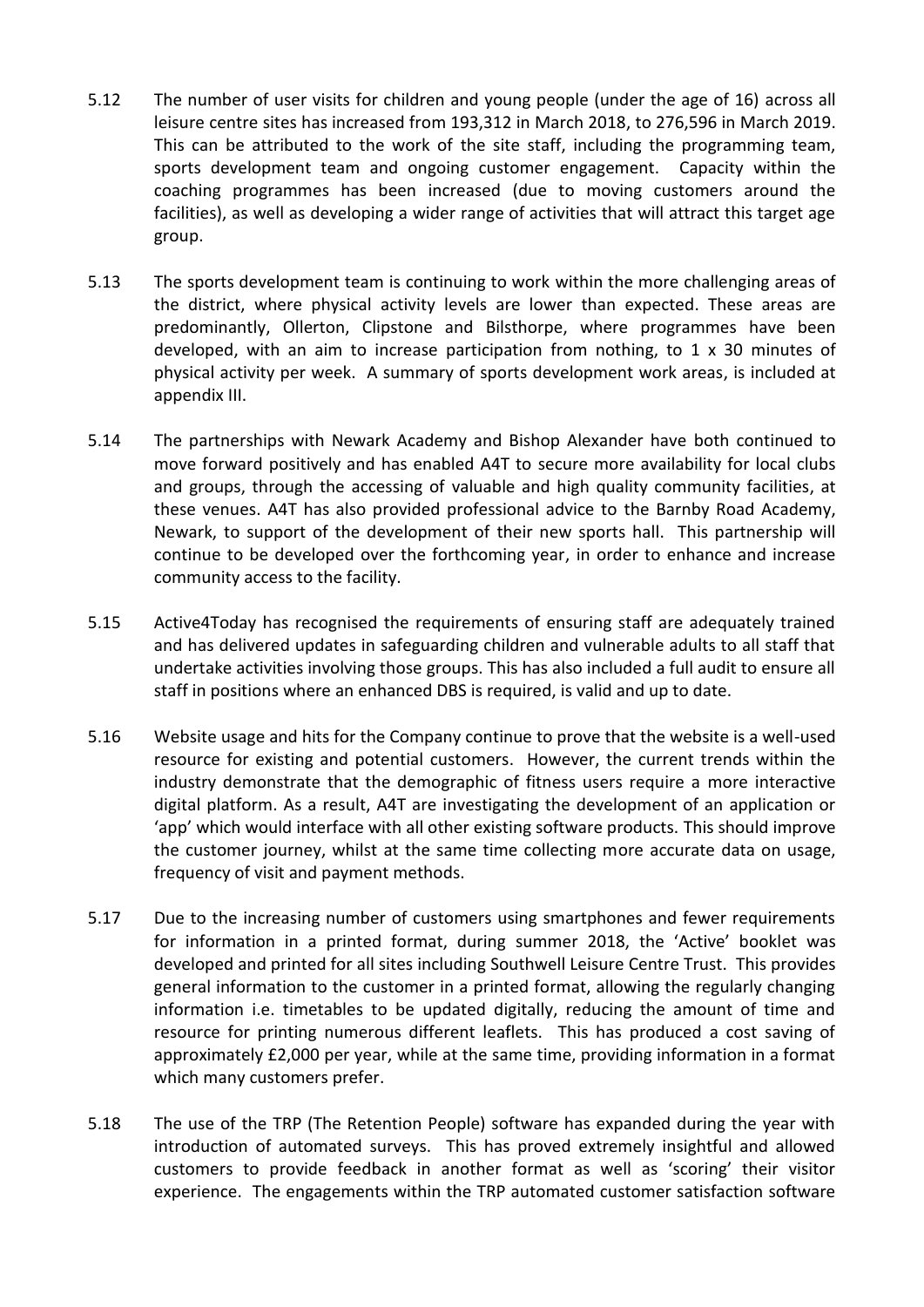5.12 The number of user visits for children and young people (under the age of 16) across all leisure centre sites has increased from 193,312 in March 2018, to 276,596 in March 2019. This can be attributed to the work of the site staff, including the programming team, sports development team and ongoing customer engagement. Capacity within the coaching programmes has been increased (due to moving customers around the facilities), as well as developing a wider range of activities that will attract this target age group.

5.13 The sports development team is continuing to work within the more challenging areas of the district, where physical activity levels are lower than expected. These areas are predominantly, Ollerton, Clipstone and Bilsthorpe, where programmes have been developed, with an aim to increase participation from nothing, to 1 x 30 minutes of physical activity per week. A summary of sports development work areas, is included at appendix III.

5.14 The partnerships with Newark Academy and Bishop Alexander have both continued to move forward positively and has enabled A4T to secure more availability for local clubs and groups, through the accessing of valuable and high quality community facilities, at these venues. A4T has also provided professional advice to the Barnby Road Academy, Newark, to support of the development of their new sports hall. This partnership will continue to be developed over the forthcoming year, in order to enhance and increase community access to the facility.

5.15 Active4Today has recognised the requirements of ensuring staff are adequately trained and has delivered updates in safeguarding children and vulnerable adults to all staff that undertake activities involving those groups. This has also included a full audit to ensure all staff in positions where an enhanced DBS is required, is valid and up to date.

5.16 Website usage and hits for the Company continue to prove that the website is a well-used resource for existing and potential customers. However, the current trends within the industry demonstrate that the demographic of fitness users require a more interactive digital platform. As a result, A4T are investigating the development of an application or 'app' which would interface with all other existing software products. This should improve the customer journey, whilst at the same time collecting more accurate data on usage, frequency of visit and payment methods.

5.17 Due to the increasing number of customers using smartphones and fewer requirements for information in a printed format, during summer 2018, the 'Active' booklet was developed and printed for all sites including Southwell Leisure Centre Trust. This provides general information to the customer in a printed format, allowing the regularly changing information i.e. timetables to be updated digitally, reducing the amount of time and resource for printing numerous different leaflets. This has produced a cost saving of approximately £2,000 per year, while at the same time, providing information in a format which many customers prefer.

5.18 The use of the TRP (The Retention People) software has expanded during the year with introduction of automated surveys. This has proved extremely insightful and allowed customers to provide feedback in another format as well as 'scoring' their visitor experience. The engagements within the TRP automated customer satisfaction software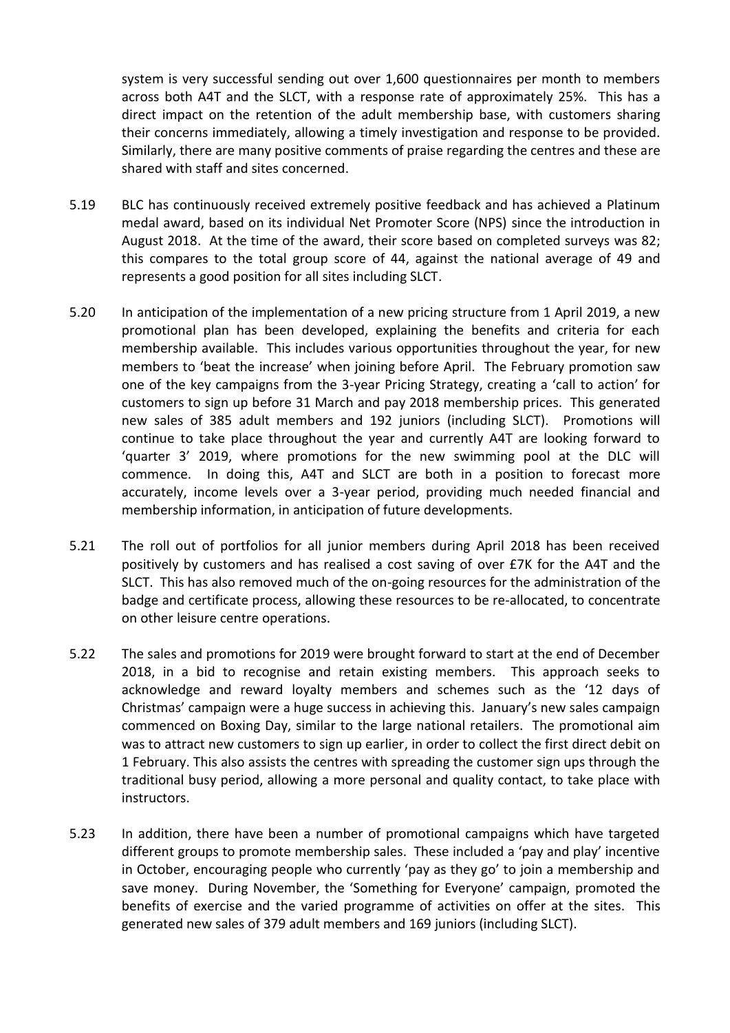system is very successful sending out over 1,600 questionnaires per month to members across both A4T and the SLCT, with a response rate of approximately 25%. This has a direct impact on the retention of the adult membership base, with customers sharing their concerns immediately, allowing a timely investigation and response to be provided. Similarly, there are many positive comments of praise regarding the centres and these are shared with staff and sites concerned.

5.19 BLC has continuously received extremely positive feedback and has achieved a Platinum medal award, based on its individual Net Promoter Score (NPS) since the introduction in August 2018. At the time of the award, their score based on completed surveys was 82; this compares to the total group score of 44, against the national average of 49 and represents a good position for all sites including SLCT.

5.20 In anticipation of the implementation of a new pricing structure from 1 April 2019, a new promotional plan has been developed, explaining the benefits and criteria for each membership available. This includes various opportunities throughout the year, for new members to 'beat the increase' when joining before April. The February promotion saw one of the key campaigns from the 3-year Pricing Strategy, creating a 'call to action' for customers to sign up before 31 March and pay 2018 membership prices. This generated new sales of 385 adult members and 192 juniors (including SLCT). Promotions will continue to take place throughout the year and currently A4T are looking forward to 'quarter 3' 2019, where promotions for the new swimming pool at the DLC will commence. In doing this, A4T and SLCT are both in a position to forecast more accurately, income levels over a 3-year period, providing much needed financial and membership information, in anticipation of future developments.

5.21 The roll out of portfolios for all junior members during April 2018 has been received positively by customers and has realised a cost saving of over £7K for the A4T and the SLCT. This has also removed much of the on-going resources for the administration of the badge and certificate process, allowing these resources to be re-allocated, to concentrate on other leisure centre operations.

5.22 The sales and promotions for 2019 were brought forward to start at the end of December 2018, in a bid to recognise and retain existing members. This approach seeks to acknowledge and reward loyalty members and schemes such as the '12 days of Christmas' campaign were a huge success in achieving this. January's new sales campaign commenced on Boxing Day, similar to the large national retailers. The promotional aim was to attract new customers to sign up earlier, in order to collect the first direct debit on 1 February. This also assists the centres with spreading the customer sign ups through the traditional busy period, allowing a more personal and quality contact, to take place with instructors.

5.23 In addition, there have been a number of promotional campaigns which have targeted different groups to promote membership sales. These included a 'pay and play' incentive in October, encouraging people who currently 'pay as they go' to join a membership and save money. During November, the 'Something for Everyone' campaign, promoted the benefits of exercise and the varied programme of activities on offer at the sites. This generated new sales of 379 adult members and 169 juniors (including SLCT).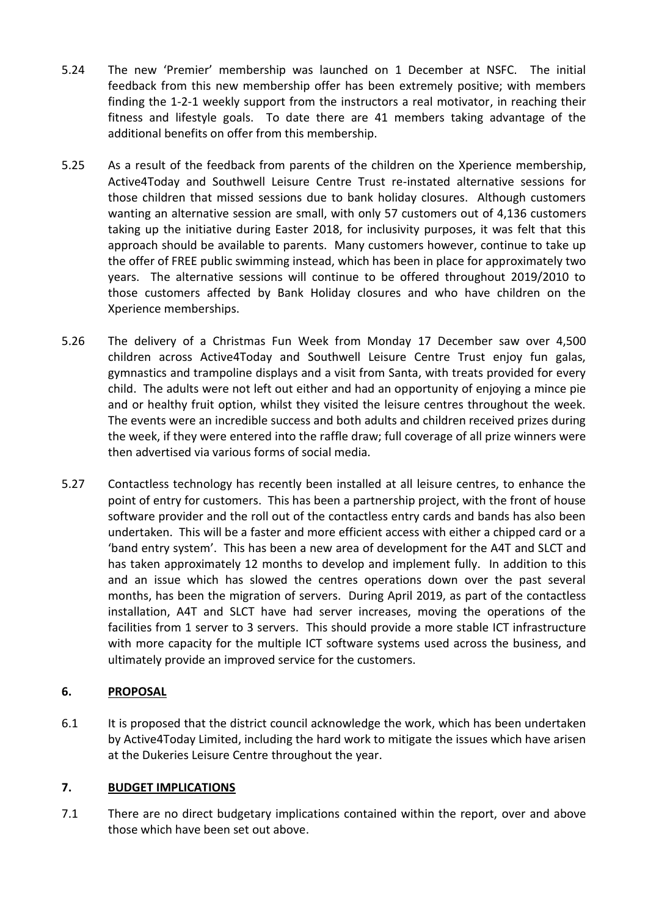5.24 The new 'Premier' membership was launched on 1 December at NSFC. The initial feedback from this new membership offer has been extremely positive; with members finding the 1-2-1 weekly support from the instructors a real motivator, in reaching their fitness and lifestyle goals. To date there are 41 members taking advantage of the additional benefits on offer from this membership.

5.25 As a result of the feedback from parents of the children on the Xperience membership, Active4Today and Southwell Leisure Centre Trust re-instated alternative sessions for those children that missed sessions due to bank holiday closures. Although customers wanting an alternative session are small, with only 57 customers out of 4,136 customers taking up the initiative during Easter 2018, for inclusivity purposes, it was felt that this approach should be available to parents. Many customers however, continue to take up the offer of FREE public swimming instead, which has been in place for approximately two years. The alternative sessions will continue to be offered throughout 2019/2010 to those customers affected by Bank Holiday closures and who have children on the Xperience memberships.

5.26 The delivery of a Christmas Fun Week from Monday 17 December saw over 4,500 children across Active4Today and Southwell Leisure Centre Trust enjoy fun galas, gymnastics and trampoline displays and a visit from Santa, with treats provided for every child. The adults were not left out either and had an opportunity of enjoying a mince pie and or healthy fruit option, whilst they visited the leisure centres throughout the week. The events were an incredible success and both adults and children received prizes during the week, if they were entered into the raffle draw; full coverage of all prize winners were then advertised via various forms of social media.

5.27 Contactless technology has recently been installed at all leisure centres, to enhance the point of entry for customers. This has been a partnership project, with the front of house software provider and the roll out of the contactless entry cards and bands has also been undertaken. This will be a faster and more efficient access with either a chipped card or a 'band entry system'. This has been a new area of development for the A4T and SLCT and has taken approximately 12 months to develop and implement fully. In addition to this and an issue which has slowed the centres operations down over the past several months, has been the migration of servers. During April 2019, as part of the contactless installation, A4T and SLCT have had server increases, moving the operations of the facilities from 1 server to 3 servers. This should provide a more stable ICT infrastructure with more capacity for the multiple ICT software systems used across the business, and ultimately provide an improved service for the customers.

## 6. PROPOSAL

6.1 It is proposed that the district council acknowledge the work, which has been undertaken by Active4Today Limited, including the hard work to mitigate the issues which have arisen at the Dukeries Leisure Centre throughout the year.

## 7. BUDGET IMPLICATIONS

7.1 There are no direct budgetary implications contained within the report, over and above those which have been set out above.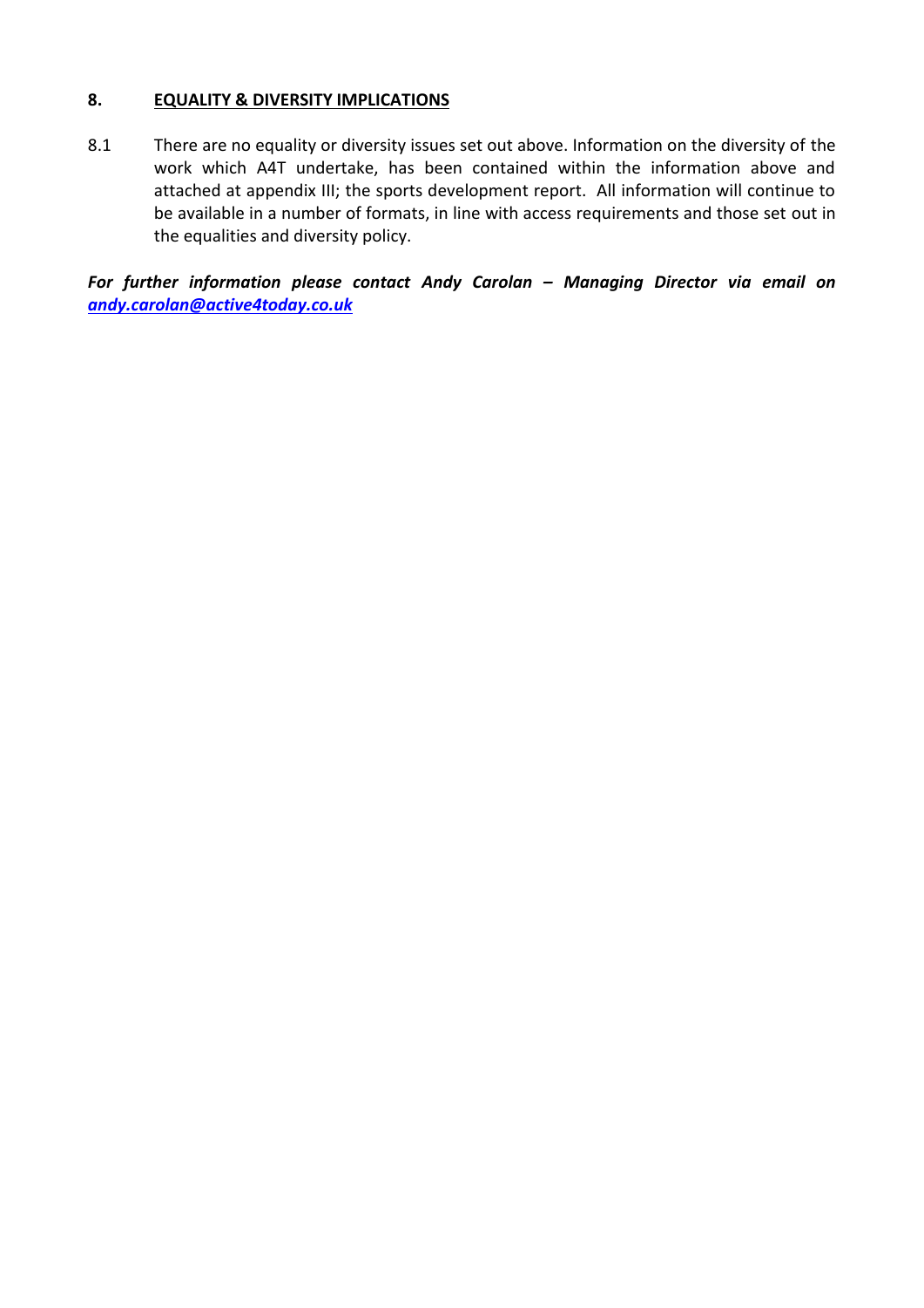## 8. EQUALITY & DIVERSITY IMPLICATIONS

8.1 There are no equality or diversity issues set out above. Information on the diversity of the work which A4T undertake, has been contained within the information above and attached at appendix III; the sports development report. All information will continue to be available in a number of formats, in line with access requirements and those set out in the equalities and diversity policy.

***For further information please contact Andy Carolan – Managing Director via email on [andy.carolan@active4today.co.uk](mailto:andy.carolan@active4today.co.uk)***